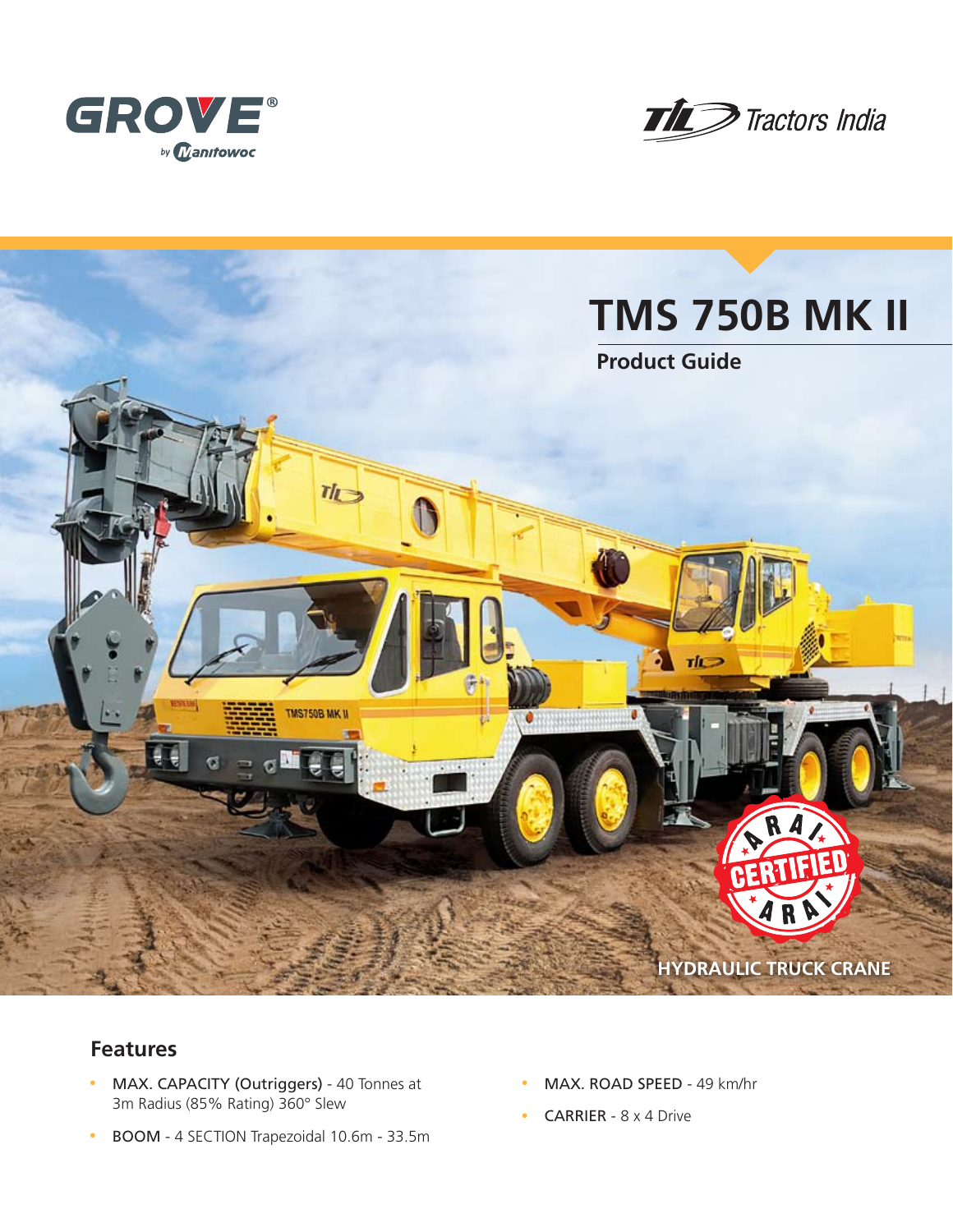GROVE® by Manitowoc

TIL Tractors India

# TMS 750B MK II

## Product Guide

HYDRAULIC TRUCK CRANE

## Features

- **MAX. CAPACITY (Outriggers)** - 40 Tonnes at 3m Radius (85% Rating) 360° Slew
- **BOOM** - 4 SECTION Trapezoidal 10.6m - 33.5m
- **MAX. ROAD SPEED** - 49 km/hr
- **CARRIER** - 8 x 4 Drive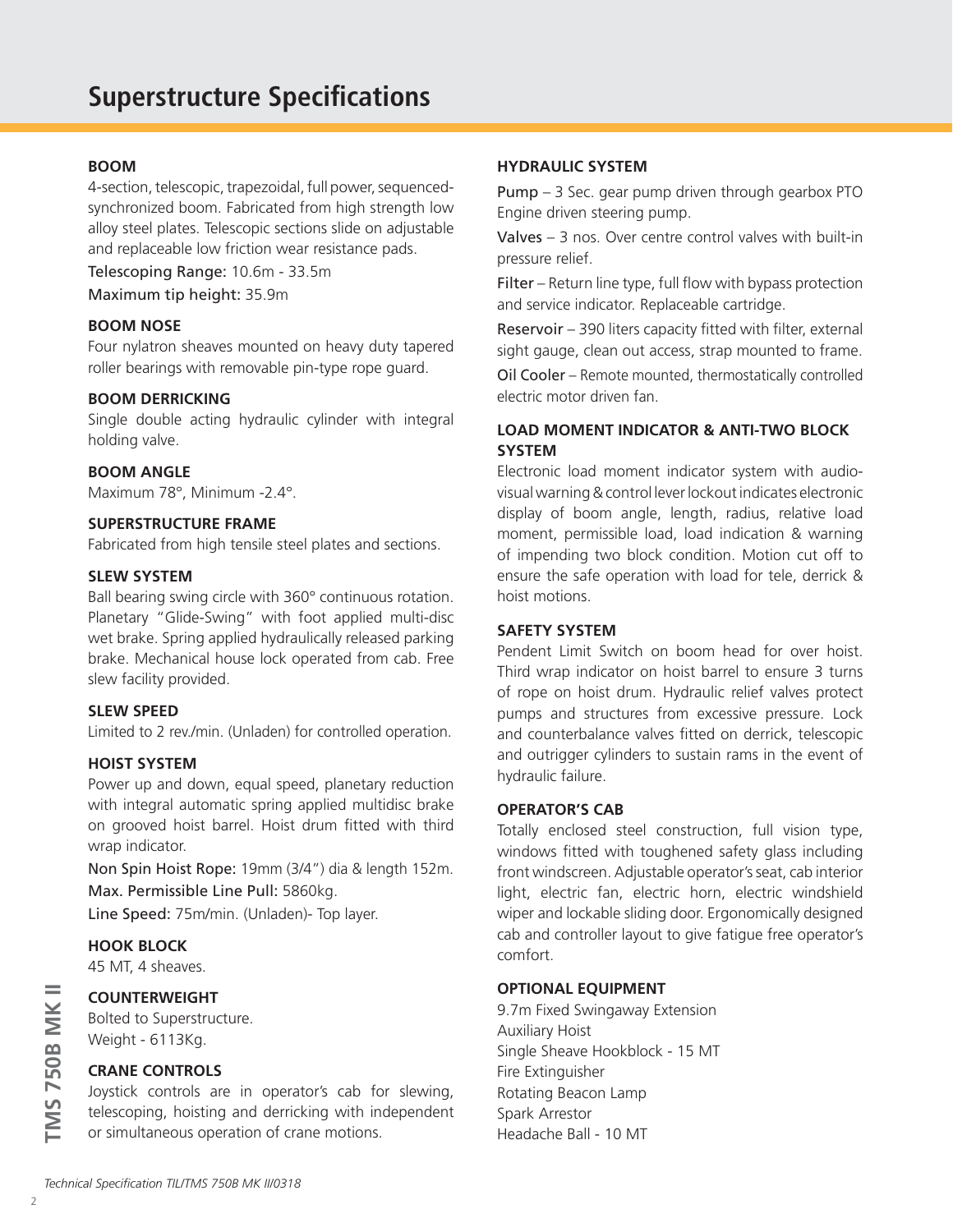# Superstructure Specifications

### BOOM

4-section, telescopic, trapezoidal, full power, sequenced-synchronized boom. Fabricated from high strength low alloy steel plates. Telescopic sections slide on adjustable and replaceable low friction wear resistance pads.

Telescoping Range: 10.6m - 33.5m

Maximum tip height: 35.9m

### BOOM NOSE

Four nylatron sheaves mounted on heavy duty tapered roller bearings with removable pin-type rope guard.

### BOOM DERRICKING

Single double acting hydraulic cylinder with integral holding valve.

### BOOM ANGLE

Maximum 78°, Minimum -2.4°.

### SUPERSTRUCTURE FRAME

Fabricated from high tensile steel plates and sections.

### SLEW SYSTEM

Ball bearing swing circle with 360° continuous rotation. Planetary "Glide-Swing" with foot applied multi-disc wet brake. Spring applied hydraulically released parking brake. Mechanical house lock operated from cab. Free slew facility provided.

### SLEW SPEED

Limited to 2 rev./min. (Unladen) for controlled operation.

### HOIST SYSTEM

Power up and down, equal speed, planetary reduction with integral automatic spring applied multidisc brake on grooved hoist barrel. Hoist drum fitted with third wrap indicator.

Non Spin Hoist Rope: 19mm (3/4") dia & length 152m.

Max. Permissible Line Pull: 5860kg.

Line Speed: 75m/min. (Unladen)- Top layer.

### HOOK BLOCK

45 MT, 4 sheaves.

### COUNTERWEIGHT

Bolted to Superstructure.

Weight - 6113Kg.

### CRANE CONTROLS

Joystick controls are in operator's cab for slewing, telescoping, hoisting and derricking with independent or simultaneous operation of crane motions.

### HYDRAULIC SYSTEM

Pump – 3 Sec. gear pump driven through gearbox PTO Engine driven steering pump.

Valves – 3 nos. Over centre control valves with built-in pressure relief.

Filter – Return line type, full flow with bypass protection and service indicator. Replaceable cartridge.

Reservoir – 390 liters capacity fitted with filter, external sight gauge, clean out access, strap mounted to frame.

Oil Cooler – Remote mounted, thermostatically controlled electric motor driven fan.

### LOAD MOMENT INDICATOR & ANTI-TWO BLOCK SYSTEM

Electronic load moment indicator system with audio-visual warning & control lever lockout indicates electronic display of boom angle, length, radius, relative load moment, permissible load, load indication & warning of impending two block condition. Motion cut off to ensure the safe operation with load for tele, derrick & hoist motions.

### SAFETY SYSTEM

Pendent Limit Switch on boom head for over hoist. Third wrap indicator on hoist barrel to ensure 3 turns of rope on hoist drum. Hydraulic relief valves protect pumps and structures from excessive pressure. Lock and counterbalance valves fitted on derrick, telescopic and outrigger cylinders to sustain rams in the event of hydraulic failure.

### OPERATOR'S CAB

Totally enclosed steel construction, full vision type, windows fitted with toughened safety glass including front windscreen. Adjustable operator's seat, cab interior light, electric fan, electric horn, electric windshield wiper and lockable sliding door. Ergonomically designed cab and controller layout to give fatigue free operator's comfort.

### OPTIONAL EQUIPMENT

9.7m Fixed Swingaway Extension
Auxiliary Hoist
Single Sheave Hookblock - 15 MT
Fire Extinguisher
Rotating Beacon Lamp
Spark Arrestor
Headache Ball - 10 MT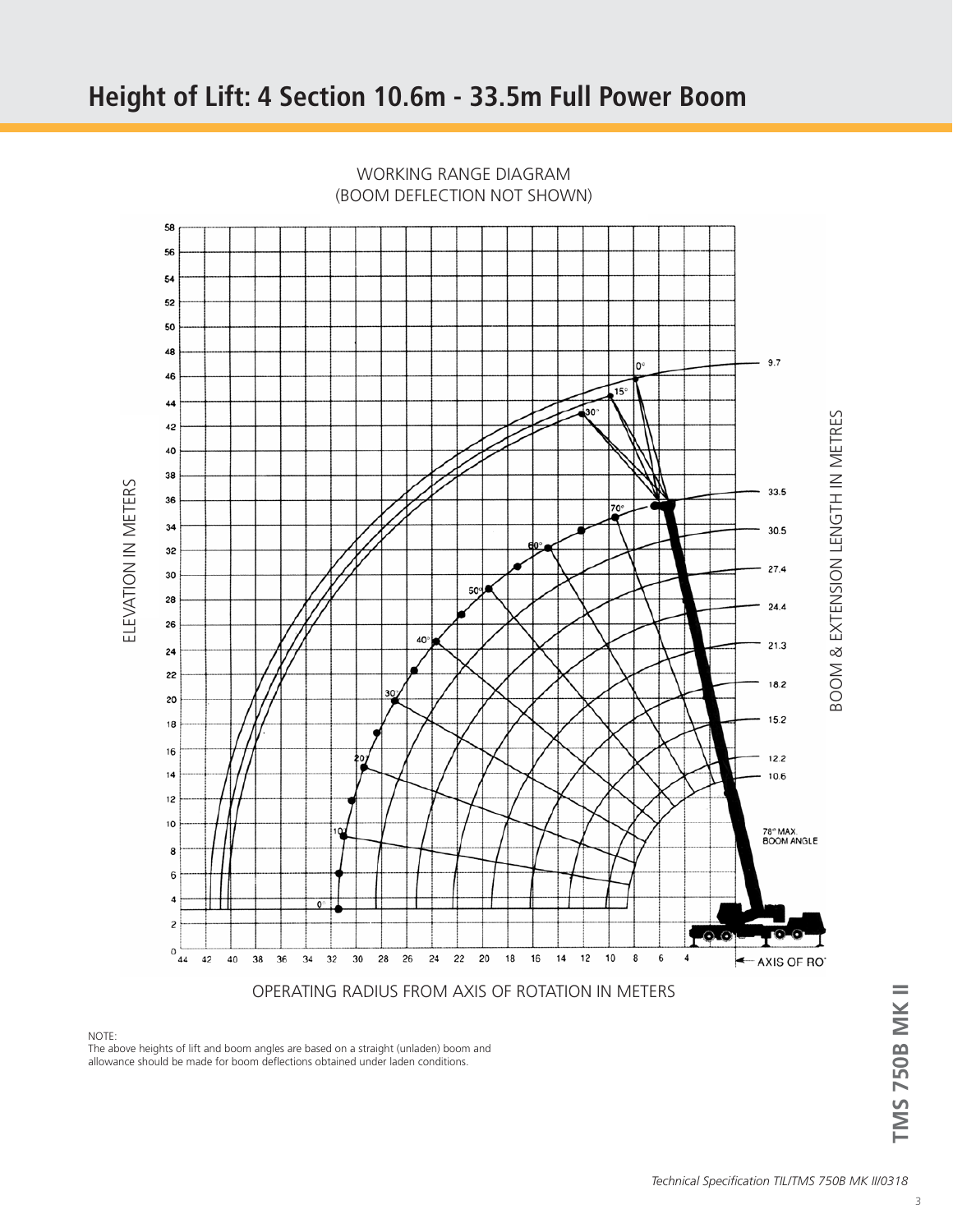# Height of Lift: 4 Section 10.6m - 33.5m Full Power Boom

WORKING RANGE DIAGRAM
(BOOM DEFLECTION NOT SHOWN)

NOTE:
The above heights of lift and boom angles are based on a straight (unladen) boom and allowance should be made for boom deflections obtained under laden conditions.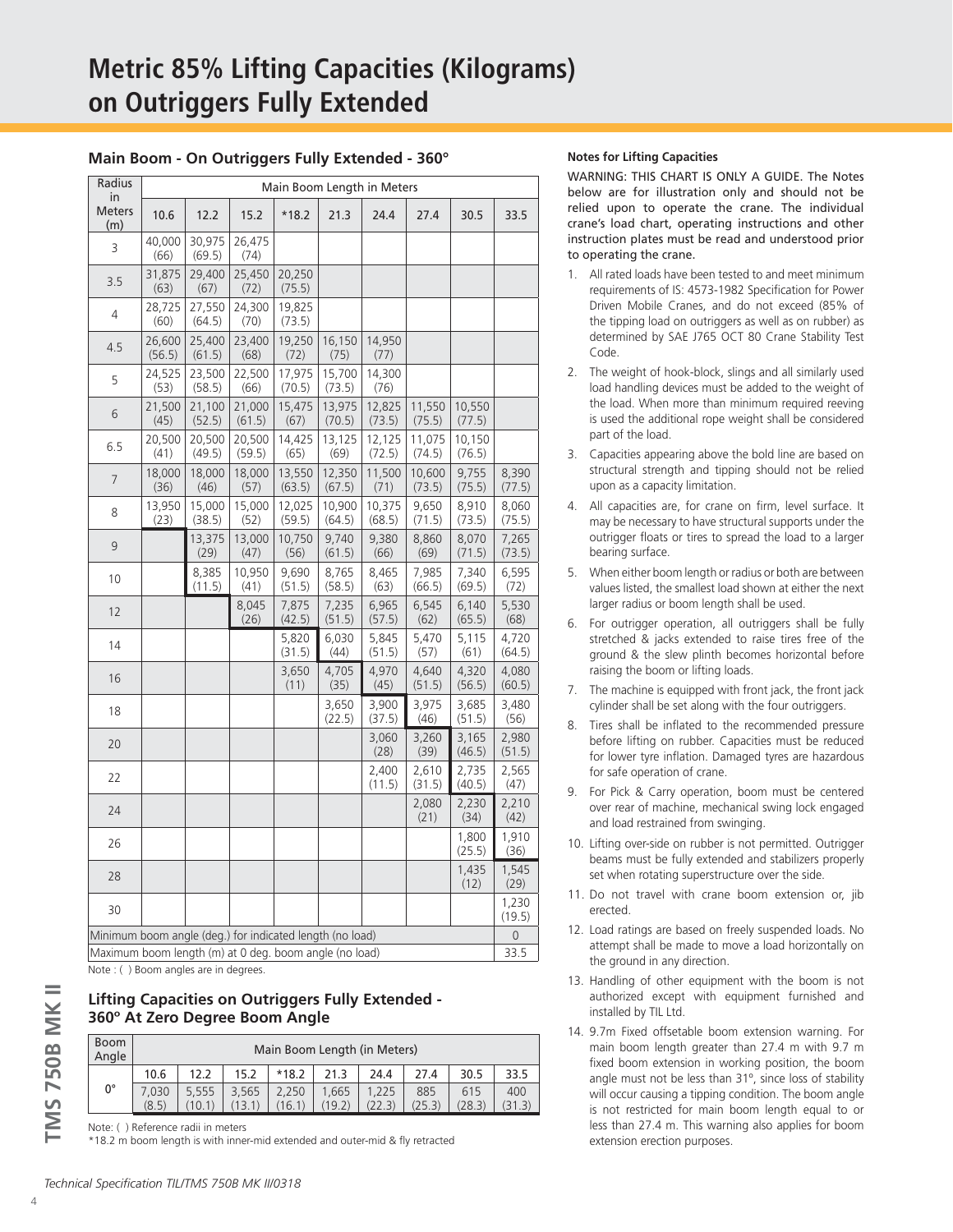# Metric 85% Lifting Capacities (Kilograms) on Outriggers Fully Extended

### Main Boom - On Outriggers Fully Extended - 360°

| Radius in Meters (m) | Main Boom Length in Meters | | | | | | | | |
|---|---|---|---|---|---|---|---|---|---|
| | 10.6 | 12.2 | 15.2 | *18.2 | 21.3 | 24.4 | 27.4 | 30.5 | 33.5 |
| 3 | 40,000 (66) | 30,975 (69.5) | 26,475 (74) | | | | | | |
| 3.5 | 31,875 (63) | 29,400 (67) | 25,450 (72) | 20,250 (75.5) | | | | | |
| 4 | 28,725 (60) | 27,550 (64.5) | 24,300 (70) | 19,825 (73.5) | | | | | |
| 4.5 | 26,600 (56.5) | 25,400 (61.5) | 23,400 (68) | 19,250 (72) | 16,150 (75) | 14,950 (77) | | | |
| 5 | 24,525 (53) | 23,500 (58.5) | 22,500 (66) | 17,975 (70.5) | 15,700 (73.5) | 14,300 (76) | | | |
| 6 | 21,500 (45) | 21,100 (52.5) | 21,000 (61.5) | 15,475 (67) | 13,975 (70.5) | 12,825 (73.5) | 11,550 (75.5) | 10,550 (77.5) | |
| 6.5 | 20,500 (41) | 20,500 (49.5) | 20,500 (59.5) | 14,425 (65) | 13,125 (69) | 12,125 (72.5) | 11,075 (74.5) | 10,150 (76.5) | |
| 7 | 18,000 (36) | 18,000 (46) | 18,000 (57) | 13,550 (63.5) | 12,350 (67.5) | 11,500 (71) | 10,600 (73.5) | 9,755 (75.5) | 8,390 (77.5) |
| 8 | 13,950 (23) | 15,000 (38.5) | 15,000 (52) | 12,025 (59.5) | 10,900 (64.5) | 10,375 (68.5) | 9,650 (71.5) | 8,910 (73.5) | 8,060 (75.5) |
| 9 | | 13,375 (29) | 13,000 (47) | 10,750 (56) | 9,740 (61.5) | 9,380 (66) | 8,860 (69) | 8,070 (71.5) | 7,265 (73.5) |
| 10 | | 8,385 (11.5) | 10,950 (41) | 9,690 (51.5) | 8,765 (58.5) | 8,465 (63) | 7,985 (66.5) | 7,340 (69.5) | 6,595 (72) |
| 12 | | | 8,045 (26) | 7,875 (42.5) | 7,235 (51.5) | 6,965 (57.5) | 6,545 (62) | 6,140 (65.5) | 5,530 (68) |
| 14 | | | | 5,820 (31.5) | 6,030 (44) | 5,845 (51.5) | 5,470 (57) | 5,115 (61) | 4,720 (64.5) |
| 16 | | | | 3,650 (11) | 4,705 (35) | 4,970 (45) | 4,640 (51.5) | 4,320 (56.5) | 4,080 (60.5) |
| 18 | | | | | 3,650 (22.5) | 3,900 (37.5) | 3,975 (46) | 3,685 (51.5) | 3,480 (56) |
| 20 | | | | | | 3,060 (28) | 3,260 (39) | 3,165 (46.5) | 2,980 (51.5) |
| 22 | | | | | | 2,400 (11.5) | 2,610 (31.5) | 2,735 (40.5) | 2,565 (47) |
| 24 | | | | | | | 2,080 (21) | 2,230 (34) | 2,210 (42) |
| 26 | | | | | | | | 1,800 (25.5) | 1,910 (36) |
| 28 | | | | | | | | 1,435 (12) | 1,545 (29) |
| 30 | | | | | | | | | 1,230 (19.5) |
| Minimum boom angle (deg.) for indicated length (no load) | | | | | | | | | 0 |
| Maximum boom length (m) at 0 deg. boom angle (no load) | | | | | | | | | 33.5 |

Note : ( ) Boom angles are in degrees.

### Lifting Capacities on Outriggers Fully Extended - 360° At Zero Degree Boom Angle

| Boom Angle | Main Boom Length (in Meters) | | | | | | | | |
|---|---|---|---|---|---|---|---|---|---|
| | 10.6 | 12.2 | 15.2 | *18.2 | 21.3 | 24.4 | 27.4 | 30.5 | 33.5 |
| 0° | 7,030 (8.5) | 5,555 (10.1) | 3,565 (13.1) | 2,250 (16.1) | 1,665 (19.2) | 1,225 (22.3) | 885 (25.3) | 615 (28.3) | 400 (31.3) |

Note: ( ) Reference radii in meters

*18.2 m boom length is with inner-mid extended and outer-mid & fly retracted

**Notes for Lifting Capacities**

WARNING: THIS CHART IS ONLY A GUIDE. The Notes below are for illustration only and should not be relied upon to operate the crane. The individual crane's load chart, operating instructions and other instruction plates must be read and understood prior to operating the crane.

1. All rated loads have been tested to and meet minimum requirements of IS: 4573-1982 Specification for Power Driven Mobile Cranes, and do not exceed (85% of the tipping load on outriggers as well as on rubber) as determined by SAE J765 OCT 80 Crane Stability Test Code.
2. The weight of hook-block, slings and all similarly used load handling devices must be added to the weight of the load. When more than minimum required reeving is used the additional rope weight shall be considered part of the load.
3. Capacities appearing above the bold line are based on structural strength and tipping should not be relied upon as a capacity limitation.
4. All capacities are, for crane on firm, level surface. It may be necessary to have structural supports under the outrigger floats or tires to spread the load to a larger bearing surface.
5. When either boom length or radius or both are between values listed, the smallest load shown at either the next larger radius or boom length shall be used.
6. For outrigger operation, all outriggers shall be fully stretched & jacks extended to raise tires free of the ground & the slew plinth becomes horizontal before raising the boom or lifting loads.
7. The machine is equipped with front jack, the front jack cylinder shall be set along with the four outriggers.
8. Tires shall be inflated to the recommended pressure before lifting on rubber. Capacities must be reduced for lower tyre inflation. Damaged tyres are hazardous for safe operation of crane.
9. For Pick & Carry operation, boom must be centered over rear of machine, mechanical swing lock engaged and load restrained from swinging.
10. Lifting over-side on rubber is not permitted. Outrigger beams must be fully extended and stabilizers properly set when rotating superstructure over the side.
11. Do not travel with crane boom extension or, jib erected.
12. Load ratings are based on freely suspended loads. No attempt shall be made to move a load horizontally on the ground in any direction.
13. Handling of other equipment with the boom is not authorized except with equipment furnished and installed by TIL Ltd.
14. 9.7m Fixed offsetable boom extension warning. For main boom length greater than 27.4 m with 9.7 m fixed boom extension in working position, the boom angle must not be less than 31°, since loss of stability will occur causing a tipping condition. The boom angle is not restricted for main boom length equal to or less than 27.4 m. This warning also applies for boom extension erection purposes.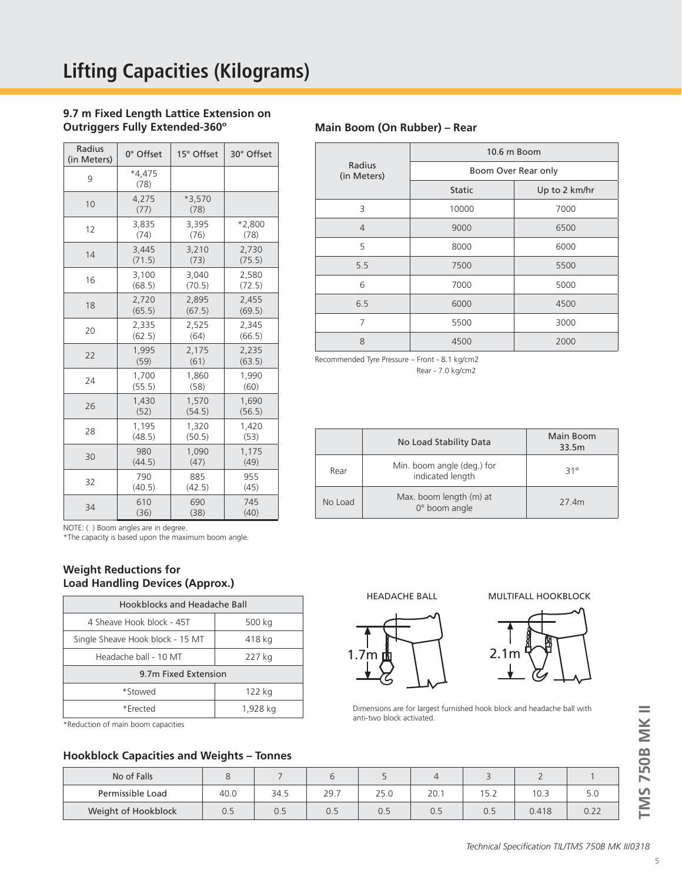# Lifting Capacities (Kilograms)

### 9.7 m Fixed Length Lattice Extension on Outriggers Fully Extended-360º

| Radius (in Meters) | 0° Offset | 15° Offset | 30° Offset |
|---|---|---|---|
| 9 | *4,475 (78) | | |
| 10 | 4,275 (77) | *3,570 (78) | |
| 12 | 3,835 (74) | 3,395 (76) | *2,800 (78) |
| 14 | 3,445 (71.5) | 3,210 (73) | 2,730 (75.5) |
| 16 | 3,100 (68.5) | 3,040 (70.5) | 2,580 (72.5) |
| 18 | 2,720 (65.5) | 2,895 (67.5) | 2,455 (69.5) |
| 20 | 2,335 (62.5) | 2,525 (64) | 2,345 (66.5) |
| 22 | 1,995 (59) | 2,175 (61) | 2,235 (63.5) |
| 24 | 1,700 (55.5) | 1,860 (58) | 1,990 (60) |
| 26 | 1,430 (52) | 1,570 (54.5) | 1,690 (56.5) |
| 28 | 1,195 (48.5) | 1,320 (50.5) | 1,420 (53) |
| 30 | 980 (44.5) | 1,090 (47) | 1,175 (49) |
| 32 | 790 (40.5) | 885 (42.5) | 955 (45) |
| 34 | 610 (36) | 690 (38) | 745 (40) |

NOTE: ( ) Boom angles are in degree.
*The capacity is based upon the maximum boom angle.

### Main Boom (On Rubber) – Rear

| Radius (in Meters) | 10.6 m Boom | |
|---|---|---|
| | Boom Over Rear only | |
| | Static | Up to 2 km/hr |
| 3 | 10000 | 7000 |
| 4 | 9000 | 6500 |
| 5 | 8000 | 6000 |
| 5.5 | 7500 | 5500 |
| 6 | 7000 | 5000 |
| 6.5 | 6000 | 4500 |
| 7 | 5500 | 3000 |
| 8 | 4500 | 2000 |

Recommended Tyre Pressure – Front - 8.1 kg/cm2
Rear - 7.0 kg/cm2

| | No Load Stability Data | Main Boom 33.5m |
|---|---|---|
| Rear | Min. boom angle (deg.) for indicated length | 31° |
| No Load | Max. boom length (m) at 0° boom angle | 27.4m |

### Weight Reductions for Load Handling Devices (Approx.)

| Hookblocks and Headache Ball | |
|---|---|
| 4 Sheave Hook block - 45T | 500 kg |
| Single Sheave Hook block - 15 MT | 418 kg |
| Headache ball - 10 MT | 227 kg |
| **9.7m Fixed Extension** | |
| *Stowed | 122 kg |
| *Erected | 1,928 kg |

*Reduction of main boom capacities

HEADACHE BALL — 1.7m

MULTIFALL HOOKBLOCK — 2.1m

Dimensions are for largest furnished hook block and headache ball with anti-two block activated.

### Hookblock Capacities and Weights – Tonnes

| No of Falls | 8 | 7 | 6 | 5 | 4 | 3 | 2 | 1 |
|---|---|---|---|---|---|---|---|---|
| Permissible Load | 40.0 | 34.5 | 29.7 | 25.0 | 20.1 | 15.2 | 10.3 | 5.0 |
| Weight of Hookblock | 0.5 | 0.5 | 0.5 | 0.5 | 0.5 | 0.5 | 0.418 | 0.22 |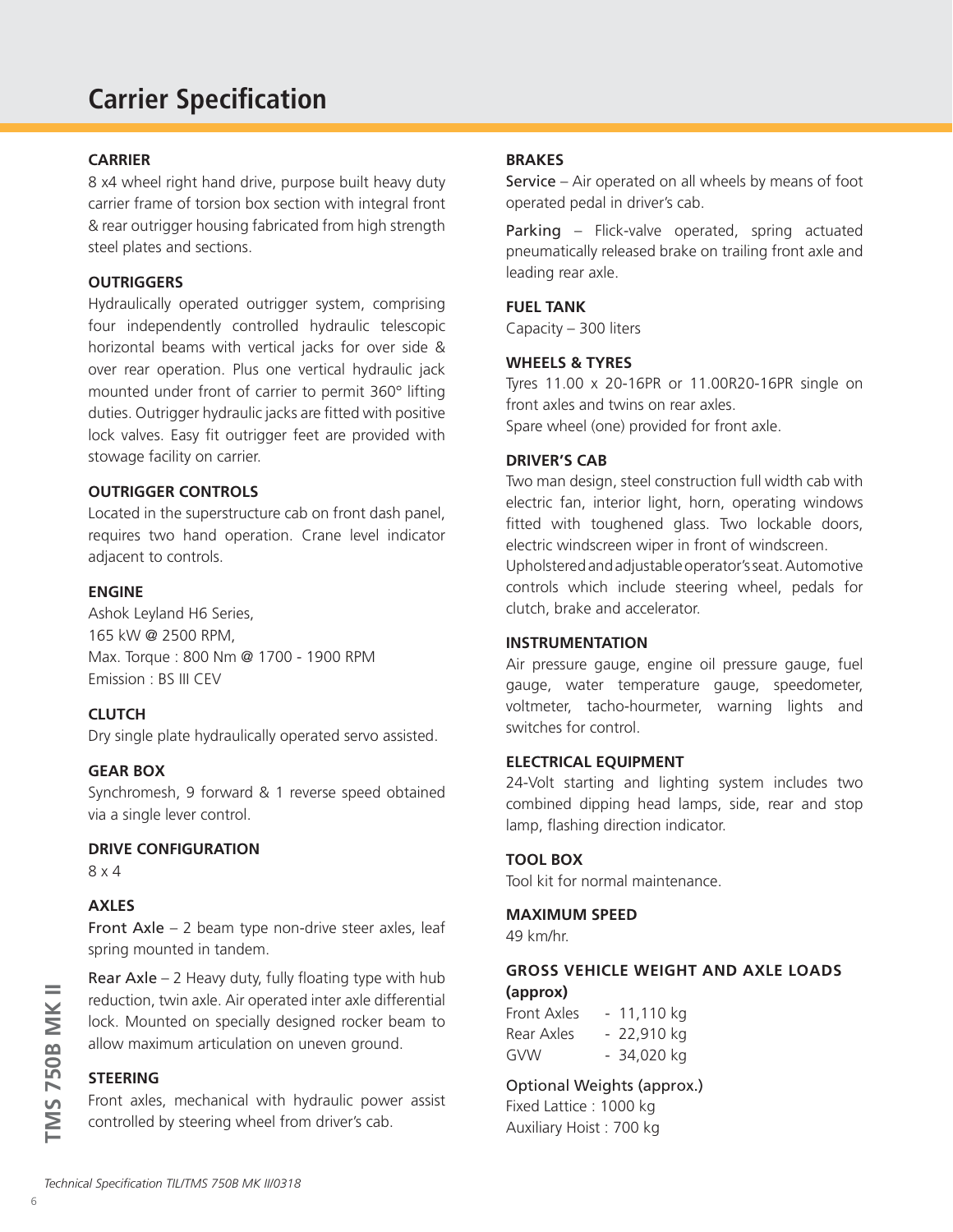# Carrier Specification

### CARRIER

8 x4 wheel right hand drive, purpose built heavy duty carrier frame of torsion box section with integral front & rear outrigger housing fabricated from high strength steel plates and sections.

### OUTRIGGERS

Hydraulically operated outrigger system, comprising four independently controlled hydraulic telescopic horizontal beams with vertical jacks for over side & over rear operation. Plus one vertical hydraulic jack mounted under front of carrier to permit 360° lifting duties. Outrigger hydraulic jacks are fitted with positive lock valves. Easy fit outrigger feet are provided with stowage facility on carrier.

### OUTRIGGER CONTROLS

Located in the superstructure cab on front dash panel, requires two hand operation. Crane level indicator adjacent to controls.

### ENGINE

Ashok Leyland H6 Series,
165 kW @ 2500 RPM,
Max. Torque : 800 Nm @ 1700 - 1900 RPM
Emission : BS III CEV

### CLUTCH

Dry single plate hydraulically operated servo assisted.

### GEAR BOX

Synchromesh, 9 forward & 1 reverse speed obtained via a single lever control.

### DRIVE CONFIGURATION

8 x 4

### AXLES

Front Axle – 2 beam type non-drive steer axles, leaf spring mounted in tandem.

Rear Axle – 2 Heavy duty, fully floating type with hub reduction, twin axle. Air operated inter axle differential lock. Mounted on specially designed rocker beam to allow maximum articulation on uneven ground.

### STEERING

Front axles, mechanical with hydraulic power assist controlled by steering wheel from driver's cab.

### BRAKES

Service – Air operated on all wheels by means of foot operated pedal in driver's cab.

Parking – Flick-valve operated, spring actuated pneumatically released brake on trailing front axle and leading rear axle.

### FUEL TANK

Capacity – 300 liters

### WHEELS & TYRES

Tyres 11.00 x 20-16PR or 11.00R20-16PR single on front axles and twins on rear axles.
Spare wheel (one) provided for front axle.

### DRIVER'S CAB

Two man design, steel construction full width cab with electric fan, interior light, horn, operating windows fitted with toughened glass. Two lockable doors, electric windscreen wiper in front of windscreen.
Upholstered and adjustable operator's seat. Automotive controls which include steering wheel, pedals for clutch, brake and accelerator.

### INSTRUMENTATION

Air pressure gauge, engine oil pressure gauge, fuel gauge, water temperature gauge, speedometer, voltmeter, tacho-hourmeter, warning lights and switches for control.

### ELECTRICAL EQUIPMENT

24-Volt starting and lighting system includes two combined dipping head lamps, side, rear and stop lamp, flashing direction indicator.

### TOOL BOX

Tool kit for normal maintenance.

### MAXIMUM SPEED

49 km/hr.

### GROSS VEHICLE WEIGHT AND AXLE LOADS (approx)

Front Axles - 11,110 kg
Rear Axles - 22,910 kg
GVW - 34,020 kg

Optional Weights (approx.)
Fixed Lattice : 1000 kg
Auxiliary Hoist : 700 kg

*Technical Specification TIL/TMS 750B MK II/0318*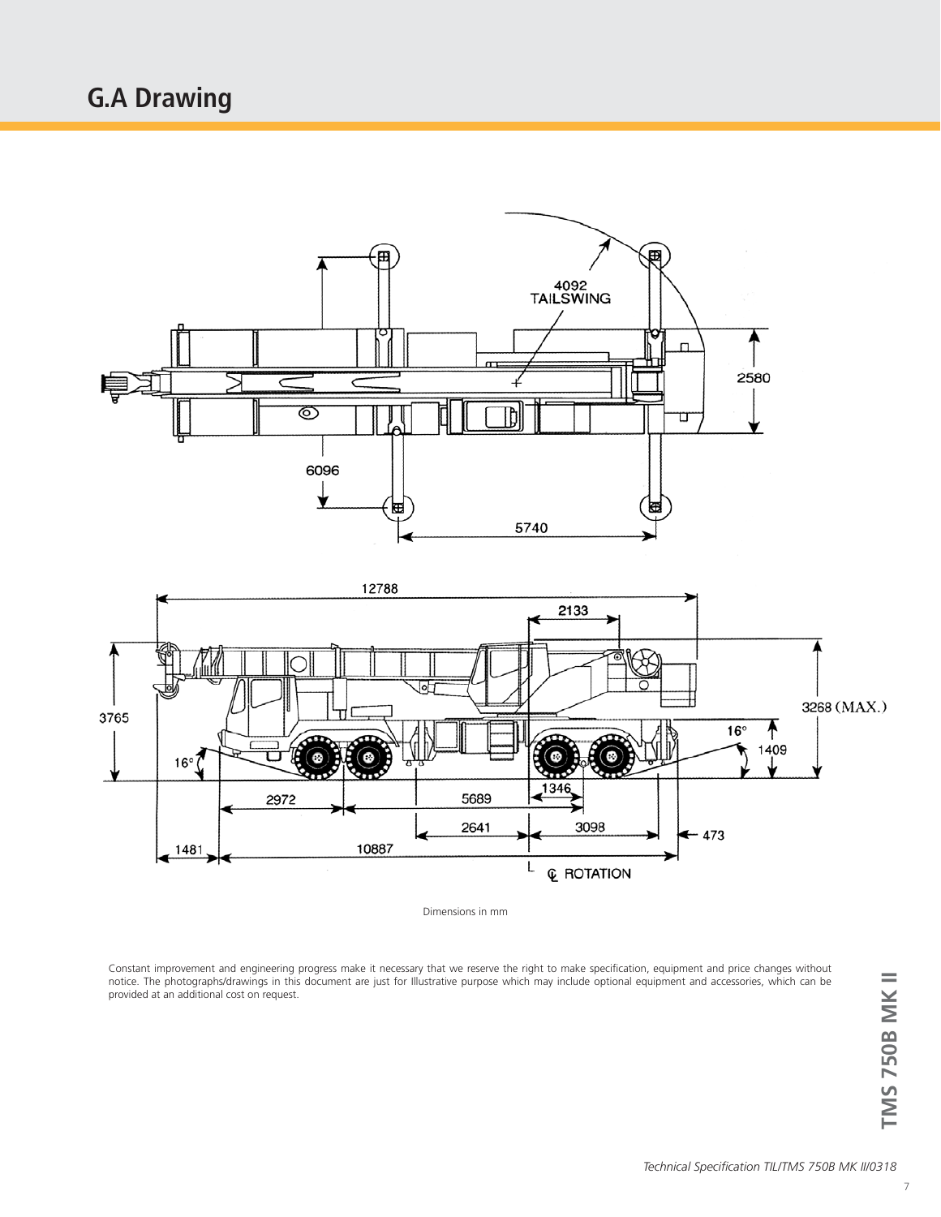# G.A Drawing

Dimensions in mm

Constant improvement and engineering progress make it necessary that we reserve the right to make specification, equipment and price changes without notice. The photographs/drawings in this document are just for Illustrative purpose which may include optional equipment and accessories, which can be provided at an additional cost on request.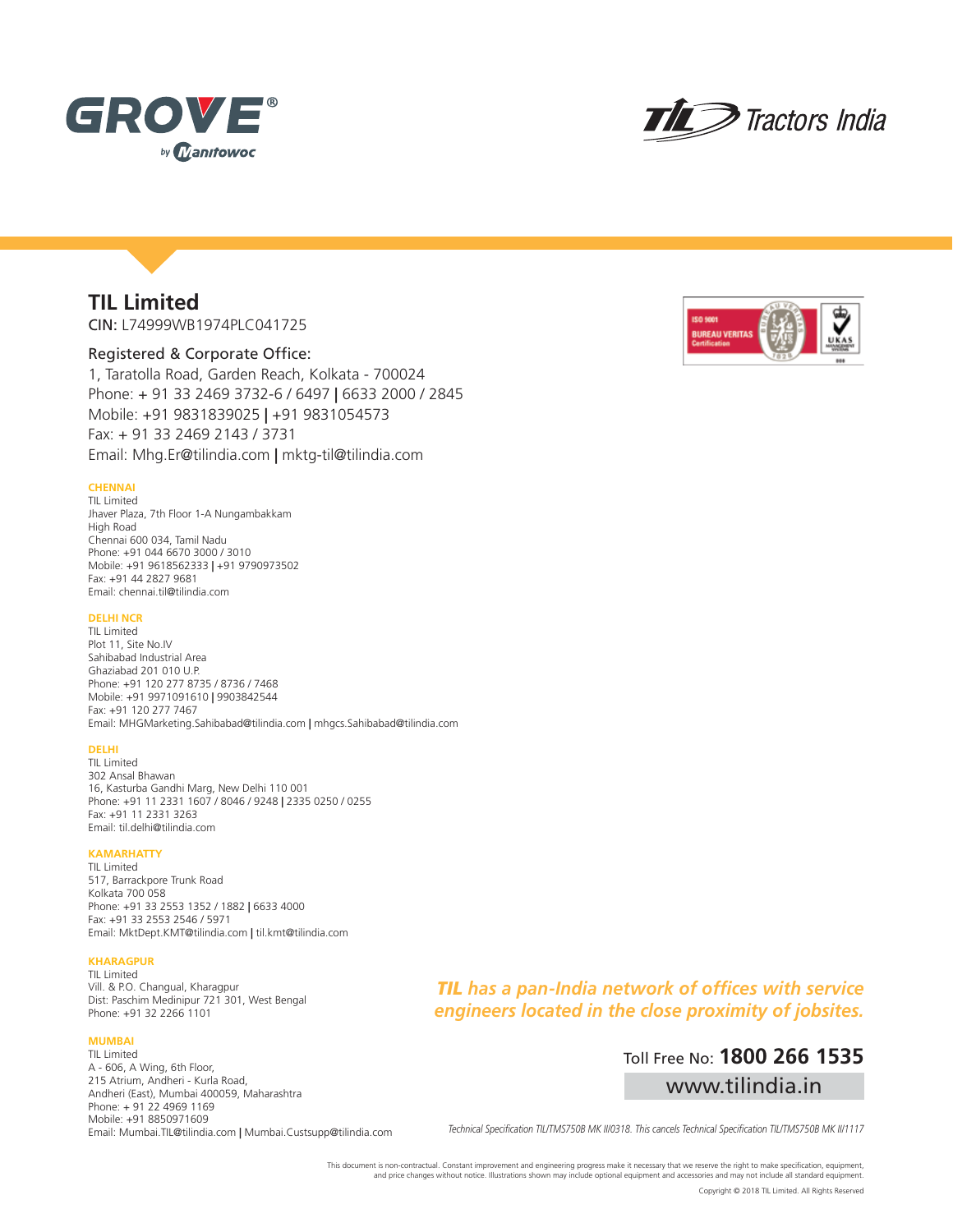GROVE®

by Manitowoc

TIL Tractors India

## TIL Limited

**CIN:** L74999WB1974PLC041725

Registered & Corporate Office:

1, Taratolla Road, Garden Reach, Kolkata - 700024
Phone: + 91 33 2469 3732-6 / 6497 | 6633 2000 / 2845
Mobile: +91 9831839025 | +91 9831054573
Fax: + 91 33 2469 2143 / 3731
Email: Mhg.Er@tilindia.com | mktg-til@tilindia.com

ISO 9001 BUREAU VERITAS Certification

UKAS MANAGEMENT SYSTEMS

**CHENNAI**
TIL Limited
Jhaver Plaza, 7th Floor 1-A Nungambakkam
High Road
Chennai 600 034, Tamil Nadu
Phone: +91 044 6670 3000 / 3010
Mobile: +91 9618562333 | +91 9790973502
Fax: +91 44 2827 9681
Email: chennai.til@tilindia.com

**DELHI NCR**
TIL Limited
Plot 11, Site No.IV
Sahibabad Industrial Area
Ghaziabad 201 010 U.P.
Phone: +91 120 277 8735 / 8736 / 7468
Mobile: +91 9971091610 | 9903842544
Fax: +91 120 277 7467
Email: MHGMarketing.Sahibabad@tilindia.com | mhgcs.Sahibabad@tilindia.com

**DELHI**
TIL Limited
302 Ansal Bhawan
16, Kasturba Gandhi Marg, New Delhi 110 001
Phone: +91 11 2331 1607 / 8046 / 9248 | 2335 0250 / 0255
Fax: +91 11 2331 3263
Email: til.delhi@tilindia.com

**KAMARHATTY**
TIL Limited
517, Barrackpore Trunk Road
Kolkata 700 058
Phone: +91 33 2553 1352 / 1882 | 6633 4000
Fax: +91 33 2553 2546 / 5971
Email: MktDept.KMT@tilindia.com | til.kmt@tilindia.com

**KHARAGPUR**
TIL Limited
Vill. & P.O. Changual, Kharagpur
Dist: Paschim Medinipur 721 301, West Bengal
Phone: +91 32 2266 1101

**MUMBAI**
TIL Limited
A - 606, A Wing, 6th Floor,
215 Atrium, Andheri - Kurla Road,
Andheri (East), Mumbai 400059, Maharashtra
Phone: + 91 22 4969 1169
Mobile: +91 8850971609
Email: Mumbai.TIL@tilindia.com | Mumbai.Custsupp@tilindia.com

***TIL** has a pan-India network of offices with service engineers located in the close proximity of jobsites.*

Toll Free No: **1800 266 1535**

www.tilindia.in

*Technical Specification TIL/TMS750B MK III/0318. This cancels Technical Specification TIL/TMS750B MK III/1117*

This document is non-contractual. Constant improvement and engineering progress make it necessary that we reserve the right to make specification, equipment, and price changes without notice. Illustrations shown may include optional equipment and accessories and may not include all standard equipment.

Copyright © 2018 TIL Limited. All Rights Reserved